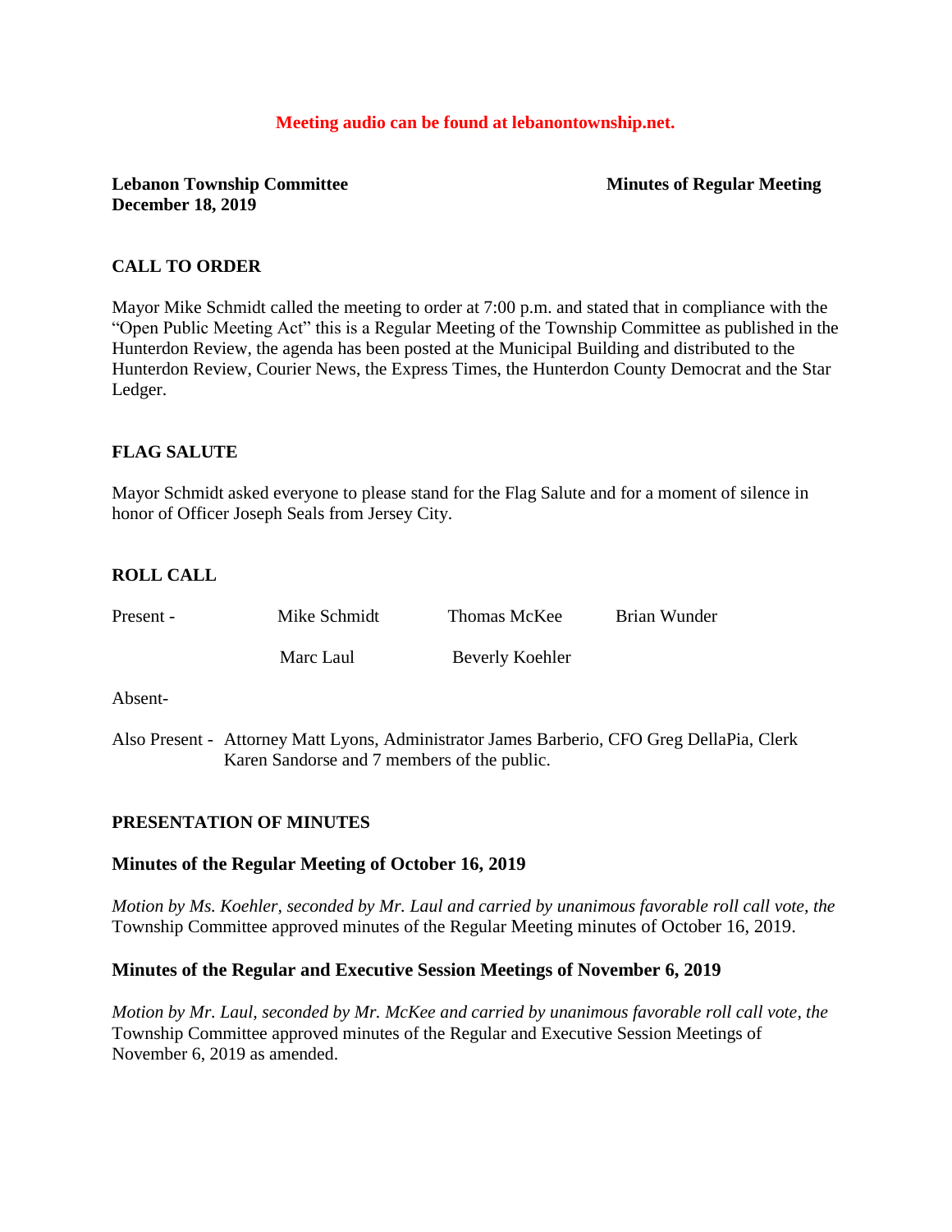**Meeting audio can be found at lebanontownship.net.**

**Lebanon Township Committee** **Minutes of Regular Meeting**
**December 18, 2019**

## CALL TO ORDER

Mayor Mike Schmidt called the meeting to order at 7:00 p.m. and stated that in compliance with the "Open Public Meeting Act" this is a Regular Meeting of the Township Committee as published in the Hunterdon Review, the agenda has been posted at the Municipal Building and distributed to the Hunterdon Review, Courier News, the Express Times, the Hunterdon County Democrat and the Star Ledger.

## FLAG SALUTE

Mayor Schmidt asked everyone to please stand for the Flag Salute and for a moment of silence in honor of Officer Joseph Seals from Jersey City.

## ROLL CALL

Present - Mike Schmidt, Thomas McKee, Brian Wunder, Marc Laul, Beverly Koehler

Absent-

Also Present - Attorney Matt Lyons, Administrator James Barberio, CFO Greg DellaPia, Clerk Karen Sandorse and 7 members of the public.

## PRESENTATION OF MINUTES

### Minutes of the Regular Meeting of October 16, 2019

*Motion by Ms. Koehler, seconded by Mr. Laul and carried by unanimous favorable roll call vote, the* Township Committee approved minutes of the Regular Meeting minutes of October 16, 2019.

### Minutes of the Regular and Executive Session Meetings of November 6, 2019

*Motion by Mr. Laul, seconded by Mr. McKee and carried by unanimous favorable roll call vote, the* Township Committee approved minutes of the Regular and Executive Session Meetings of November 6, 2019 as amended.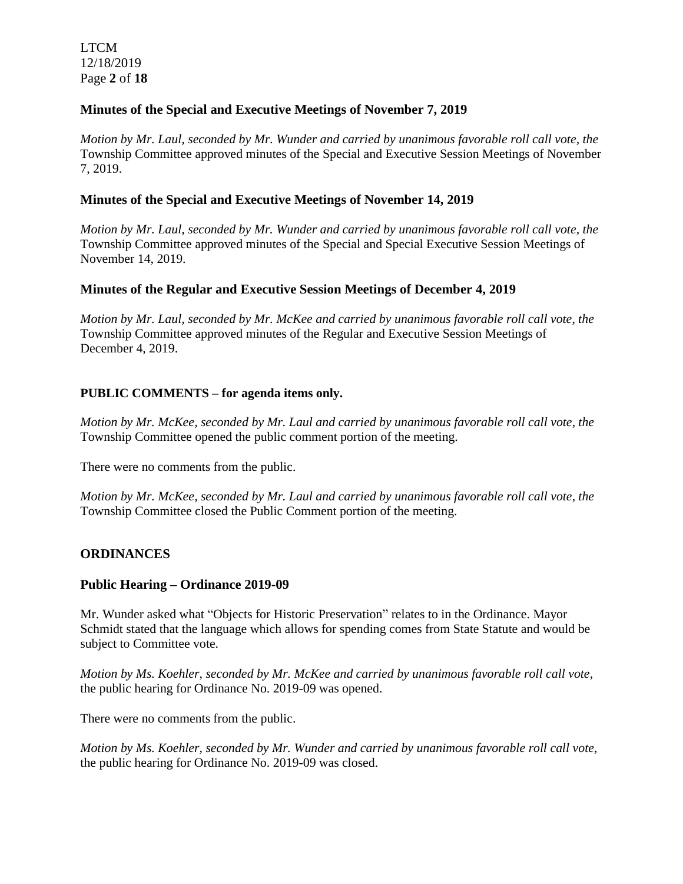### Minutes of the Special and Executive Meetings of November 7, 2019

*Motion by Mr. Laul, seconded by Mr. Wunder and carried by unanimous favorable roll call vote, the* Township Committee approved minutes of the Special and Executive Session Meetings of November 7, 2019.

### Minutes of the Special and Executive Meetings of November 14, 2019

*Motion by Mr. Laul, seconded by Mr. Wunder and carried by unanimous favorable roll call vote, the* Township Committee approved minutes of the Special and Special Executive Session Meetings of November 14, 2019.

### Minutes of the Regular and Executive Session Meetings of December 4, 2019

*Motion by Mr. Laul, seconded by Mr. McKee and carried by unanimous favorable roll call vote, the* Township Committee approved minutes of the Regular and Executive Session Meetings of December 4, 2019.

### PUBLIC COMMENTS – for agenda items only.

*Motion by Mr. McKee, seconded by Mr. Laul and carried by unanimous favorable roll call vote, the* Township Committee opened the public comment portion of the meeting.

There were no comments from the public.

*Motion by Mr. McKee, seconded by Mr. Laul and carried by unanimous favorable roll call vote, the* Township Committee closed the Public Comment portion of the meeting.

## ORDINANCES

### Public Hearing – Ordinance 2019-09

Mr. Wunder asked what "Objects for Historic Preservation" relates to in the Ordinance. Mayor Schmidt stated that the language which allows for spending comes from State Statute and would be subject to Committee vote.

*Motion by Ms. Koehler, seconded by Mr. McKee and carried by unanimous favorable roll call vote,* the public hearing for Ordinance No. 2019-09 was opened.

There were no comments from the public.

*Motion by Ms. Koehler, seconded by Mr. Wunder and carried by unanimous favorable roll call vote,* the public hearing for Ordinance No. 2019-09 was closed.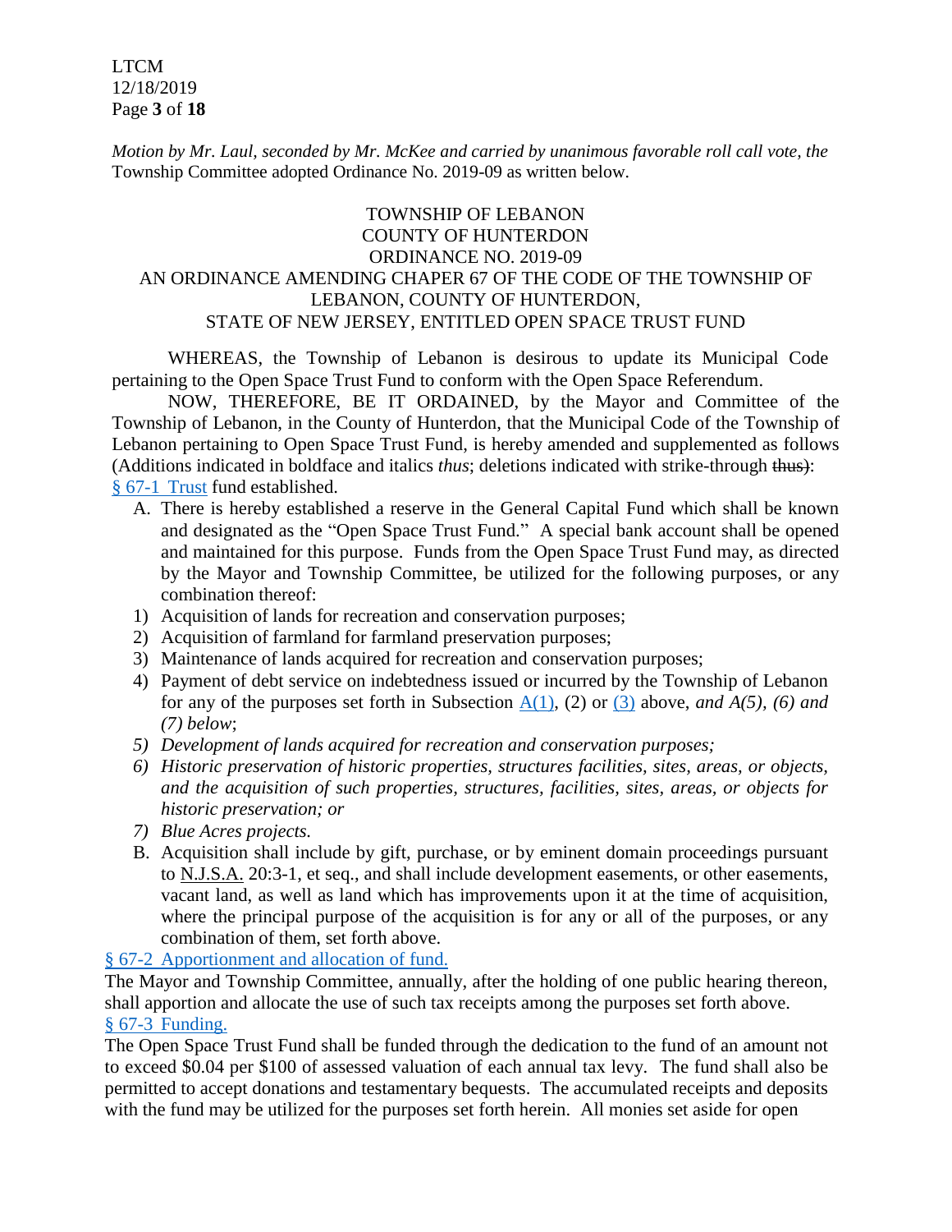*Motion by Mr. Laul, seconded by Mr. McKee and carried by unanimous favorable roll call vote, the* Township Committee adopted Ordinance No. 2019-09 as written below.

TOWNSHIP OF LEBANON
COUNTY OF HUNTERDON
ORDINANCE NO. 2019-09
AN ORDINANCE AMENDING CHAPER 67 OF THE CODE OF THE TOWNSHIP OF LEBANON, COUNTY OF HUNTERDON,
STATE OF NEW JERSEY, ENTITLED OPEN SPACE TRUST FUND

WHEREAS, the Township of Lebanon is desirous to update its Municipal Code pertaining to the Open Space Trust Fund to conform with the Open Space Referendum.

NOW, THEREFORE, BE IT ORDAINED, by the Mayor and Committee of the Township of Lebanon, in the County of Hunterdon, that the Municipal Code of the Township of Lebanon pertaining to Open Space Trust Fund, is hereby amended and supplemented as follows (Additions indicated in boldface and italics *thus*; deletions indicated with strike-through ~~thus~~):

§ 67-1 Trust fund established.

A. There is hereby established a reserve in the General Capital Fund which shall be known and designated as the "Open Space Trust Fund." A special bank account shall be opened and maintained for this purpose. Funds from the Open Space Trust Fund may, as directed by the Mayor and Township Committee, be utilized for the following purposes, or any combination thereof:

1) Acquisition of lands for recreation and conservation purposes;
2) Acquisition of farmland for farmland preservation purposes;
3) Maintenance of lands acquired for recreation and conservation purposes;
4) Payment of debt service on indebtedness issued or incurred by the Township of Lebanon for any of the purposes set forth in Subsection A(1), (2) or (3) above, *and A(5), (6) and (7) below*;
5) *Development of lands acquired for recreation and conservation purposes;*
6) *Historic preservation of historic properties, structures facilities, sites, areas, or objects, and the acquisition of such properties, structures, facilities, sites, areas, or objects for historic preservation; or*
7) *Blue Acres projects.*

B. Acquisition shall include by gift, purchase, or by eminent domain proceedings pursuant to N.J.S.A. 20:3-1, et seq., and shall include development easements, or other easements, vacant land, as well as land which has improvements upon it at the time of acquisition, where the principal purpose of the acquisition is for any or all of the purposes, or any combination of them, set forth above.

§ 67-2 Apportionment and allocation of fund.

The Mayor and Township Committee, annually, after the holding of one public hearing thereon, shall apportion and allocate the use of such tax receipts among the purposes set forth above.

§ 67-3 Funding.

The Open Space Trust Fund shall be funded through the dedication to the fund of an amount not to exceed $0.04 per $100 of assessed valuation of each annual tax levy. The fund shall also be permitted to accept donations and testamentary bequests. The accumulated receipts and deposits with the fund may be utilized for the purposes set forth herein. All monies set aside for open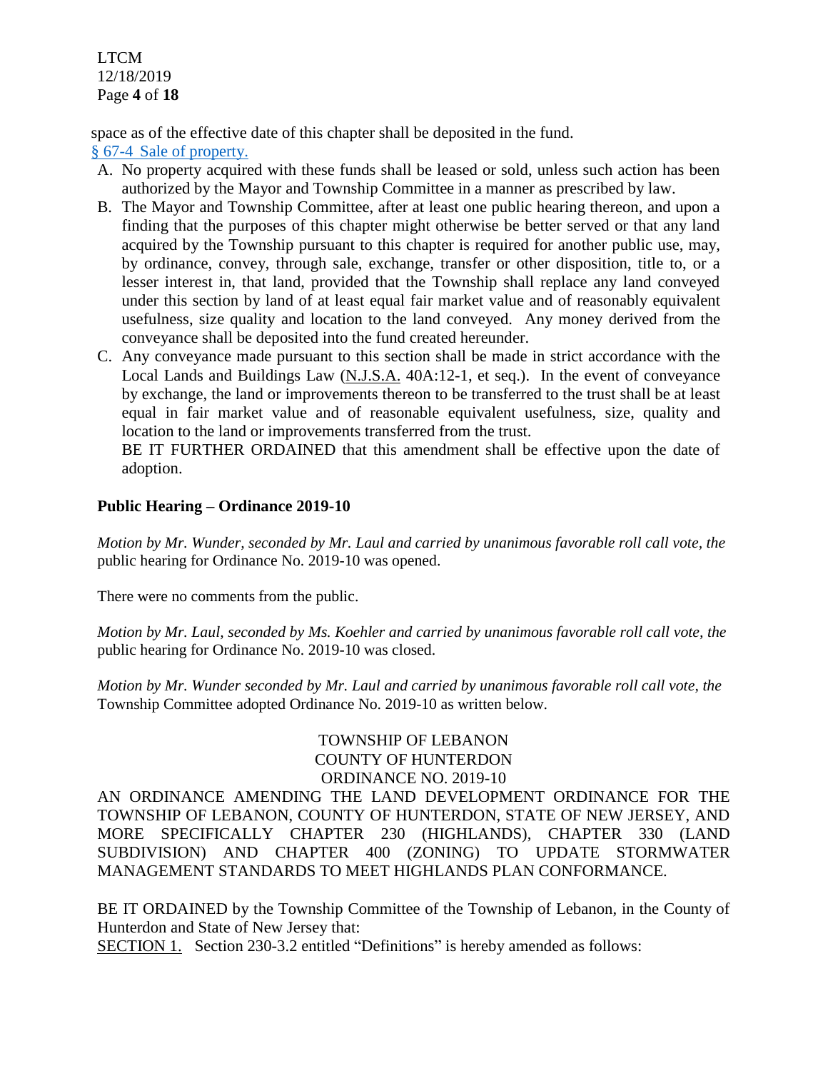space as of the effective date of this chapter shall be deposited in the fund.

§ 67-4 Sale of property.

A. No property acquired with these funds shall be leased or sold, unless such action has been authorized by the Mayor and Township Committee in a manner as prescribed by law.
B. The Mayor and Township Committee, after at least one public hearing thereon, and upon a finding that the purposes of this chapter might otherwise be better served or that any land acquired by the Township pursuant to this chapter is required for another public use, may, by ordinance, convey, through sale, exchange, transfer or other disposition, title to, or a lesser interest in, that land, provided that the Township shall replace any land conveyed under this section by land of at least equal fair market value and of reasonably equivalent usefulness, size quality and location to the land conveyed. Any money derived from the conveyance shall be deposited into the fund created hereunder.
C. Any conveyance made pursuant to this section shall be made in strict accordance with the Local Lands and Buildings Law (N.J.S.A. 40A:12-1, et seq.). In the event of conveyance by exchange, the land or improvements thereon to be transferred to the trust shall be at least equal in fair market value and of reasonable equivalent usefulness, size, quality and location to the land or improvements transferred from the trust.

   BE IT FURTHER ORDAINED that this amendment shall be effective upon the date of adoption.

## Public Hearing – Ordinance 2019-10

*Motion by Mr. Wunder, seconded by Mr. Laul and carried by unanimous favorable roll call vote, the* public hearing for Ordinance No. 2019-10 was opened.

There were no comments from the public.

*Motion by Mr. Laul, seconded by Ms. Koehler and carried by unanimous favorable roll call vote, the* public hearing for Ordinance No. 2019-10 was closed.

*Motion by Mr. Wunder seconded by Mr. Laul and carried by unanimous favorable roll call vote, the* Township Committee adopted Ordinance No. 2019-10 as written below.

TOWNSHIP OF LEBANON
COUNTY OF HUNTERDON
ORDINANCE NO. 2019-10

AN ORDINANCE AMENDING THE LAND DEVELOPMENT ORDINANCE FOR THE TOWNSHIP OF LEBANON, COUNTY OF HUNTERDON, STATE OF NEW JERSEY, AND MORE SPECIFICALLY CHAPTER 230 (HIGHLANDS), CHAPTER 330 (LAND SUBDIVISION) AND CHAPTER 400 (ZONING) TO UPDATE STORMWATER MANAGEMENT STANDARDS TO MEET HIGHLANDS PLAN CONFORMANCE.

BE IT ORDAINED by the Township Committee of the Township of Lebanon, in the County of Hunterdon and State of New Jersey that:

SECTION 1. Section 230-3.2 entitled "Definitions" is hereby amended as follows: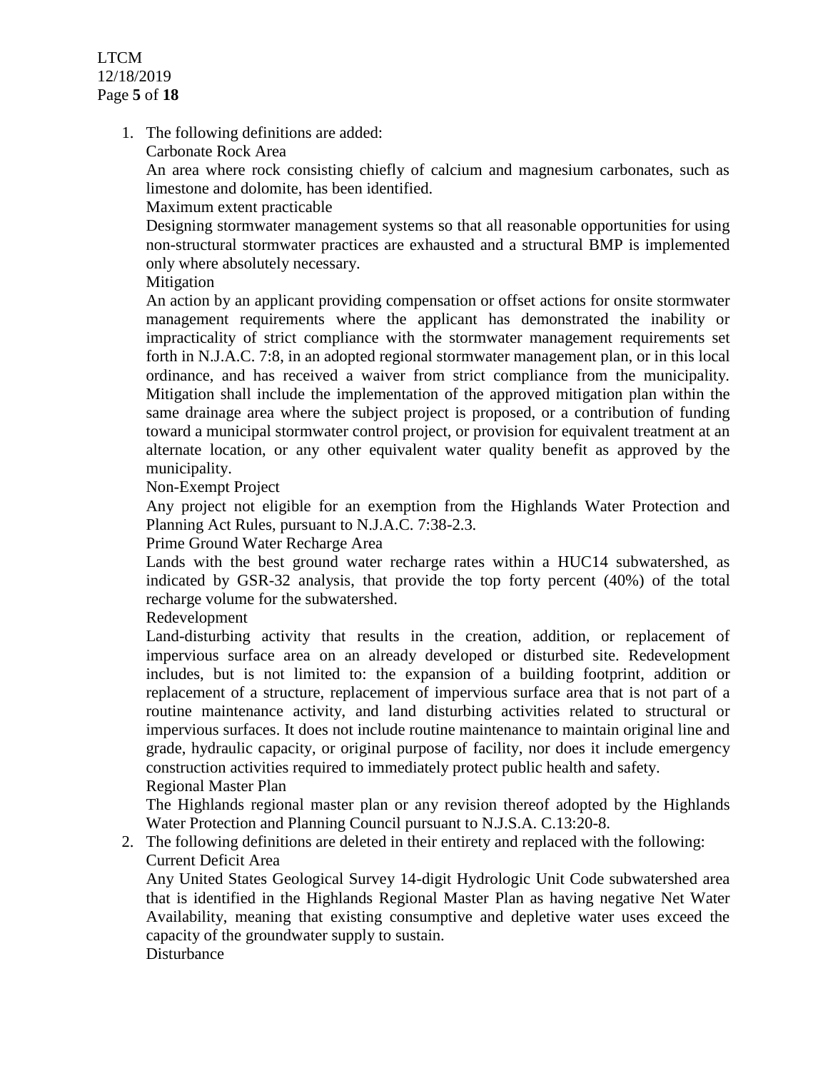1. The following definitions are added:

   Carbonate Rock Area

   An area where rock consisting chiefly of calcium and magnesium carbonates, such as limestone and dolomite, has been identified.

   Maximum extent practicable

   Designing stormwater management systems so that all reasonable opportunities for using non-structural stormwater practices are exhausted and a structural BMP is implemented only where absolutely necessary.

   Mitigation

   An action by an applicant providing compensation or offset actions for onsite stormwater management requirements where the applicant has demonstrated the inability or impracticality of strict compliance with the stormwater management requirements set forth in N.J.A.C. 7:8, in an adopted regional stormwater management plan, or in this local ordinance, and has received a waiver from strict compliance from the municipality. Mitigation shall include the implementation of the approved mitigation plan within the same drainage area where the subject project is proposed, or a contribution of funding toward a municipal stormwater control project, or provision for equivalent treatment at an alternate location, or any other equivalent water quality benefit as approved by the municipality.

   Non-Exempt Project

   Any project not eligible for an exemption from the Highlands Water Protection and Planning Act Rules, pursuant to N.J.A.C. 7:38-2.3.

   Prime Ground Water Recharge Area

   Lands with the best ground water recharge rates within a HUC14 subwatershed, as indicated by GSR-32 analysis, that provide the top forty percent (40%) of the total recharge volume for the subwatershed.

   Redevelopment

   Land-disturbing activity that results in the creation, addition, or replacement of impervious surface area on an already developed or disturbed site. Redevelopment includes, but is not limited to: the expansion of a building footprint, addition or replacement of a structure, replacement of impervious surface area that is not part of a routine maintenance activity, and land disturbing activities related to structural or impervious surfaces. It does not include routine maintenance to maintain original line and grade, hydraulic capacity, or original purpose of facility, nor does it include emergency construction activities required to immediately protect public health and safety.

   Regional Master Plan

   The Highlands regional master plan or any revision thereof adopted by the Highlands Water Protection and Planning Council pursuant to N.J.S.A. C.13:20-8.

2. The following definitions are deleted in their entirety and replaced with the following:

   Current Deficit Area

   Any United States Geological Survey 14-digit Hydrologic Unit Code subwatershed area that is identified in the Highlands Regional Master Plan as having negative Net Water Availability, meaning that existing consumptive and depletive water uses exceed the capacity of the groundwater supply to sustain.

   Disturbance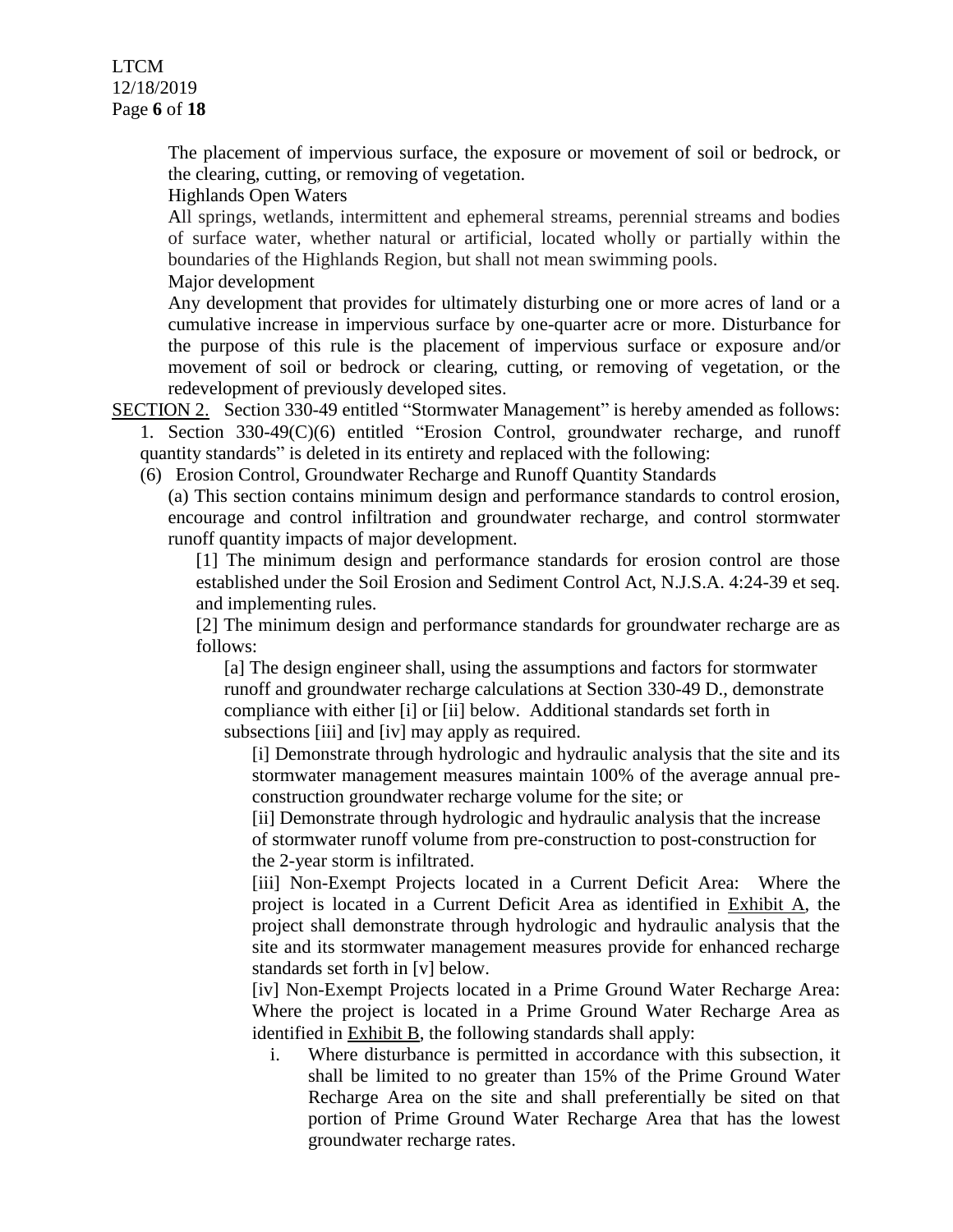The placement of impervious surface, the exposure or movement of soil or bedrock, or the clearing, cutting, or removing of vegetation.

Highlands Open Waters

All springs, wetlands, intermittent and ephemeral streams, perennial streams and bodies of surface water, whether natural or artificial, located wholly or partially within the boundaries of the Highlands Region, but shall not mean swimming pools.

Major development

Any development that provides for ultimately disturbing one or more acres of land or a cumulative increase in impervious surface by one-quarter acre or more. Disturbance for the purpose of this rule is the placement of impervious surface or exposure and/or movement of soil or bedrock or clearing, cutting, or removing of vegetation, or the redevelopment of previously developed sites.

SECTION 2. Section 330-49 entitled "Stormwater Management" is hereby amended as follows:

1. Section 330-49(C)(6) entitled "Erosion Control, groundwater recharge, and runoff quantity standards" is deleted in its entirety and replaced with the following:

(6) Erosion Control, Groundwater Recharge and Runoff Quantity Standards

(a) This section contains minimum design and performance standards to control erosion, encourage and control infiltration and groundwater recharge, and control stormwater runoff quantity impacts of major development.

[1] The minimum design and performance standards for erosion control are those established under the Soil Erosion and Sediment Control Act, N.J.S.A. 4:24-39 et seq. and implementing rules.

[2] The minimum design and performance standards for groundwater recharge are as follows:

[a] The design engineer shall, using the assumptions and factors for stormwater runoff and groundwater recharge calculations at Section 330-49 D., demonstrate compliance with either [i] or [ii] below. Additional standards set forth in subsections [iii] and [iv] may apply as required.

[i] Demonstrate through hydrologic and hydraulic analysis that the site and its stormwater management measures maintain 100% of the average annual pre-construction groundwater recharge volume for the site; or

[ii] Demonstrate through hydrologic and hydraulic analysis that the increase of stormwater runoff volume from pre-construction to post-construction for the 2-year storm is infiltrated.

[iii] Non-Exempt Projects located in a Current Deficit Area: Where the project is located in a Current Deficit Area as identified in Exhibit A, the project shall demonstrate through hydrologic and hydraulic analysis that the site and its stormwater management measures provide for enhanced recharge standards set forth in [v] below.

[iv] Non-Exempt Projects located in a Prime Ground Water Recharge Area: Where the project is located in a Prime Ground Water Recharge Area as identified in Exhibit B, the following standards shall apply:

i. Where disturbance is permitted in accordance with this subsection, it shall be limited to no greater than 15% of the Prime Ground Water Recharge Area on the site and shall preferentially be sited on that portion of Prime Ground Water Recharge Area that has the lowest groundwater recharge rates.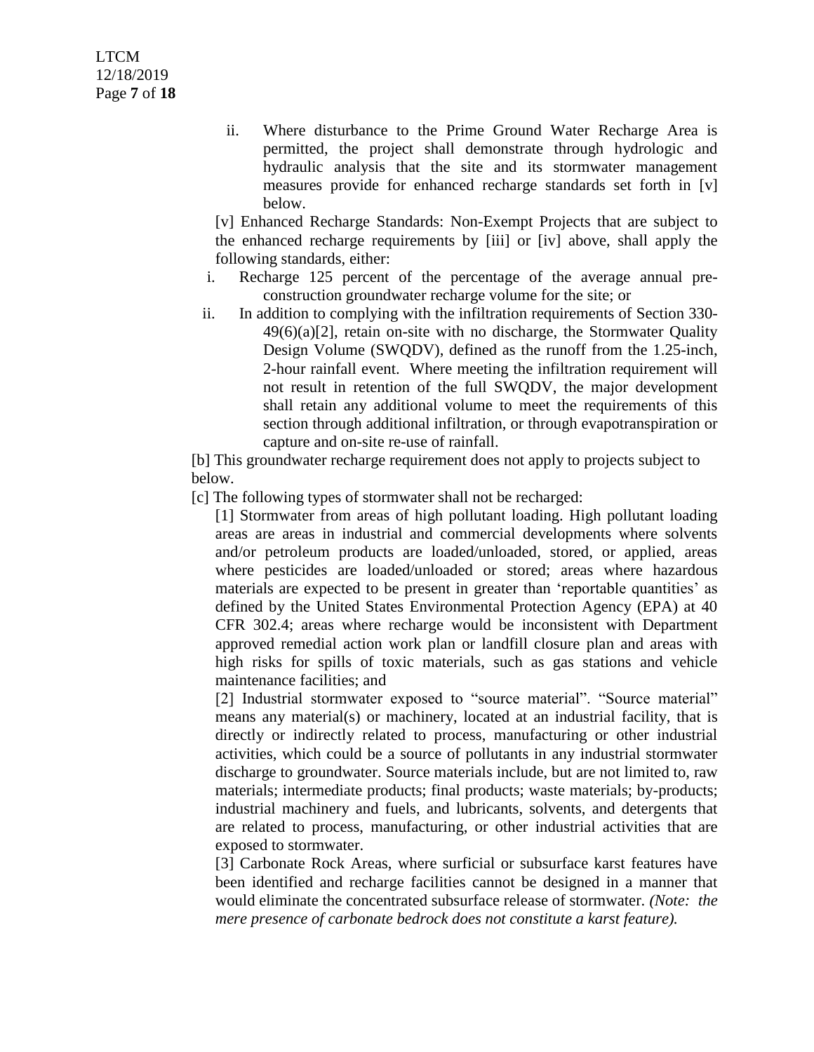ii. Where disturbance to the Prime Ground Water Recharge Area is permitted, the project shall demonstrate through hydrologic and hydraulic analysis that the site and its stormwater management measures provide for enhanced recharge standards set forth in [v] below.

[v] Enhanced Recharge Standards: Non-Exempt Projects that are subject to the enhanced recharge requirements by [iii] or [iv] above, shall apply the following standards, either:

i. Recharge 125 percent of the percentage of the average annual pre-construction groundwater recharge volume for the site; or

ii. In addition to complying with the infiltration requirements of Section 330-49(6)(a)[2], retain on-site with no discharge, the Stormwater Quality Design Volume (SWQDV), defined as the runoff from the 1.25-inch, 2-hour rainfall event. Where meeting the infiltration requirement will not result in retention of the full SWQDV, the major development shall retain any additional volume to meet the requirements of this section through additional infiltration, or through evapotranspiration or capture and on-site re-use of rainfall.

[b] This groundwater recharge requirement does not apply to projects subject to below.

[c] The following types of stormwater shall not be recharged:

[1] Stormwater from areas of high pollutant loading. High pollutant loading areas are areas in industrial and commercial developments where solvents and/or petroleum products are loaded/unloaded, stored, or applied, areas where pesticides are loaded/unloaded or stored; areas where hazardous materials are expected to be present in greater than 'reportable quantities' as defined by the United States Environmental Protection Agency (EPA) at 40 CFR 302.4; areas where recharge would be inconsistent with Department approved remedial action work plan or landfill closure plan and areas with high risks for spills of toxic materials, such as gas stations and vehicle maintenance facilities; and

[2] Industrial stormwater exposed to "source material". "Source material" means any material(s) or machinery, located at an industrial facility, that is directly or indirectly related to process, manufacturing or other industrial activities, which could be a source of pollutants in any industrial stormwater discharge to groundwater. Source materials include, but are not limited to, raw materials; intermediate products; final products; waste materials; by-products; industrial machinery and fuels, and lubricants, solvents, and detergents that are related to process, manufacturing, or other industrial activities that are exposed to stormwater.

[3] Carbonate Rock Areas, where surficial or subsurface karst features have been identified and recharge facilities cannot be designed in a manner that would eliminate the concentrated subsurface release of stormwater. *(Note: the mere presence of carbonate bedrock does not constitute a karst feature).*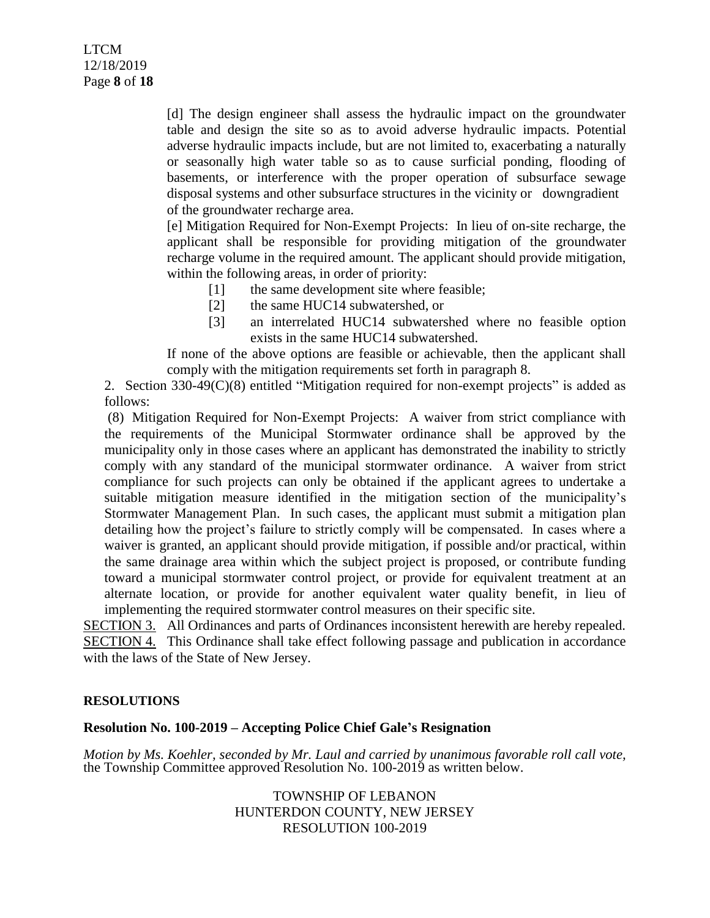[d] The design engineer shall assess the hydraulic impact on the groundwater table and design the site so as to avoid adverse hydraulic impacts. Potential adverse hydraulic impacts include, but are not limited to, exacerbating a naturally or seasonally high water table so as to cause surficial ponding, flooding of basements, or interference with the proper operation of subsurface sewage disposal systems and other subsurface structures in the vicinity or downgradient of the groundwater recharge area.

[e] Mitigation Required for Non-Exempt Projects: In lieu of on-site recharge, the applicant shall be responsible for providing mitigation of the groundwater recharge volume in the required amount. The applicant should provide mitigation, within the following areas, in order of priority:

[1] the same development site where feasible;

[2] the same HUC14 subwatershed, or

[3] an interrelated HUC14 subwatershed where no feasible option exists in the same HUC14 subwatershed.

If none of the above options are feasible or achievable, then the applicant shall comply with the mitigation requirements set forth in paragraph 8.

2. Section 330-49(C)(8) entitled "Mitigation required for non-exempt projects" is added as follows:

(8) Mitigation Required for Non-Exempt Projects: A waiver from strict compliance with the requirements of the Municipal Stormwater ordinance shall be approved by the municipality only in those cases where an applicant has demonstrated the inability to strictly comply with any standard of the municipal stormwater ordinance. A waiver from strict compliance for such projects can only be obtained if the applicant agrees to undertake a suitable mitigation measure identified in the mitigation section of the municipality's Stormwater Management Plan. In such cases, the applicant must submit a mitigation plan detailing how the project's failure to strictly comply will be compensated. In cases where a waiver is granted, an applicant should provide mitigation, if possible and/or practical, within the same drainage area within which the subject project is proposed, or contribute funding toward a municipal stormwater control project, or provide for equivalent treatment at an alternate location, or provide for another equivalent water quality benefit, in lieu of implementing the required stormwater control measures on their specific site.

SECTION 3. All Ordinances and parts of Ordinances inconsistent herewith are hereby repealed.

SECTION 4. This Ordinance shall take effect following passage and publication in accordance with the laws of the State of New Jersey.

## RESOLUTIONS

### Resolution No. 100-2019 – Accepting Police Chief Gale's Resignation

*Motion by Ms. Koehler, seconded by Mr. Laul and carried by unanimous favorable roll call vote,* the Township Committee approved Resolution No. 100-2019 as written below.

TOWNSHIP OF LEBANON
HUNTERDON COUNTY, NEW JERSEY
RESOLUTION 100-2019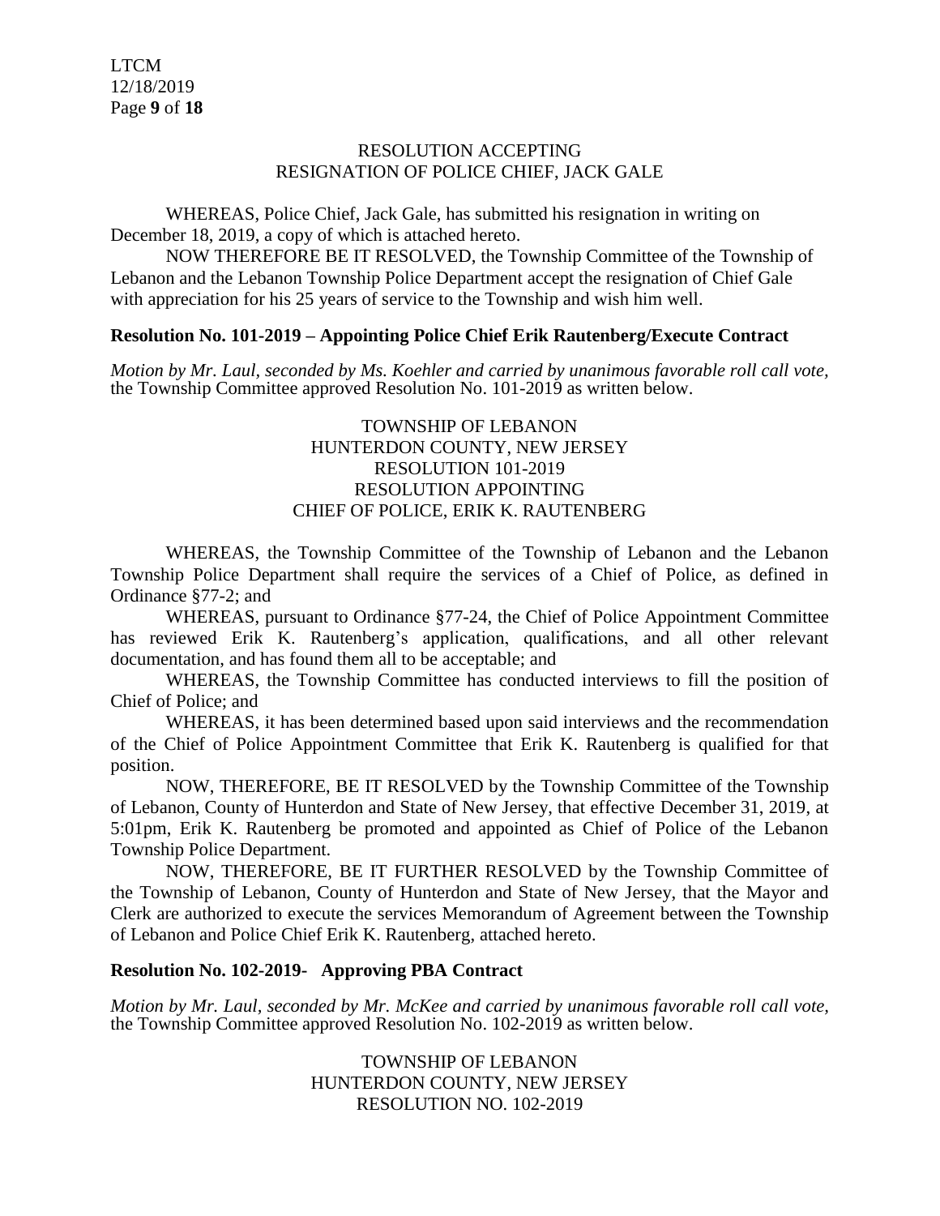RESOLUTION ACCEPTING
RESIGNATION OF POLICE CHIEF, JACK GALE

WHEREAS, Police Chief, Jack Gale, has submitted his resignation in writing on December 18, 2019, a copy of which is attached hereto.

NOW THEREFORE BE IT RESOLVED, the Township Committee of the Township of Lebanon and the Lebanon Township Police Department accept the resignation of Chief Gale with appreciation for his 25 years of service to the Township and wish him well.

**Resolution No. 101-2019 – Appointing Police Chief Erik Rautenberg/Execute Contract**

*Motion by Mr. Laul, seconded by Ms. Koehler and carried by unanimous favorable roll call vote,* the Township Committee approved Resolution No. 101-2019 as written below.

TOWNSHIP OF LEBANON
HUNTERDON COUNTY, NEW JERSEY
RESOLUTION 101-2019
RESOLUTION APPOINTING
CHIEF OF POLICE, ERIK K. RAUTENBERG

WHEREAS, the Township Committee of the Township of Lebanon and the Lebanon Township Police Department shall require the services of a Chief of Police, as defined in Ordinance §77-2; and

WHEREAS, pursuant to Ordinance §77-24, the Chief of Police Appointment Committee has reviewed Erik K. Rautenberg's application, qualifications, and all other relevant documentation, and has found them all to be acceptable; and

WHEREAS, the Township Committee has conducted interviews to fill the position of Chief of Police; and

WHEREAS, it has been determined based upon said interviews and the recommendation of the Chief of Police Appointment Committee that Erik K. Rautenberg is qualified for that position.

NOW, THEREFORE, BE IT RESOLVED by the Township Committee of the Township of Lebanon, County of Hunterdon and State of New Jersey, that effective December 31, 2019, at 5:01pm, Erik K. Rautenberg be promoted and appointed as Chief of Police of the Lebanon Township Police Department.

NOW, THEREFORE, BE IT FURTHER RESOLVED by the Township Committee of the Township of Lebanon, County of Hunterdon and State of New Jersey, that the Mayor and Clerk are authorized to execute the services Memorandum of Agreement between the Township of Lebanon and Police Chief Erik K. Rautenberg, attached hereto.

**Resolution No. 102-2019- Approving PBA Contract**

*Motion by Mr. Laul, seconded by Mr. McKee and carried by unanimous favorable roll call vote,* the Township Committee approved Resolution No. 102-2019 as written below.

TOWNSHIP OF LEBANON
HUNTERDON COUNTY, NEW JERSEY
RESOLUTION NO. 102-2019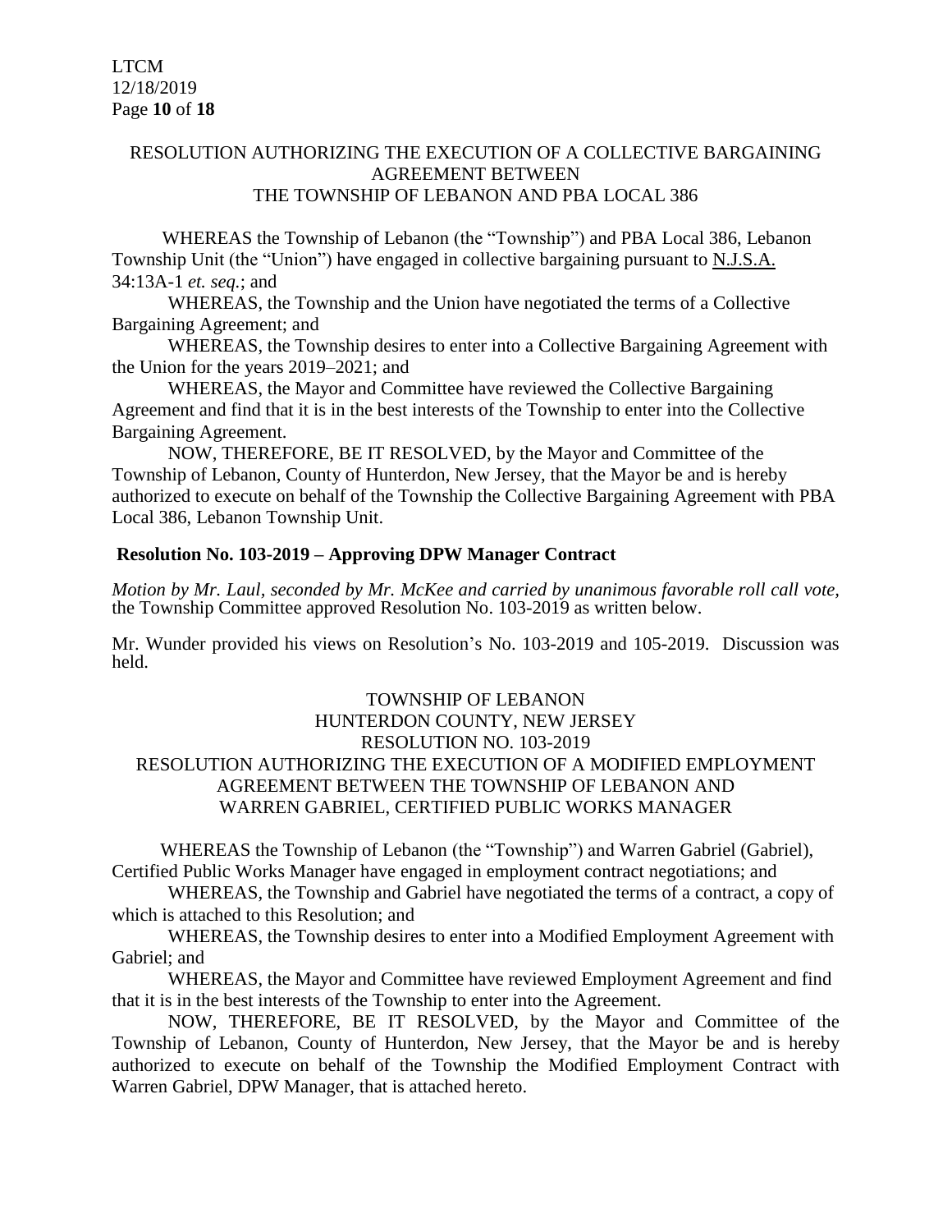RESOLUTION AUTHORIZING THE EXECUTION OF A COLLECTIVE BARGAINING AGREEMENT BETWEEN
THE TOWNSHIP OF LEBANON AND PBA LOCAL 386

WHEREAS the Township of Lebanon (the "Township") and PBA Local 386, Lebanon Township Unit (the "Union") have engaged in collective bargaining pursuant to N.J.S.A. 34:13A-1 *et. seq.*; and

WHEREAS, the Township and the Union have negotiated the terms of a Collective Bargaining Agreement; and

WHEREAS, the Township desires to enter into a Collective Bargaining Agreement with the Union for the years 2019–2021; and

WHEREAS, the Mayor and Committee have reviewed the Collective Bargaining Agreement and find that it is in the best interests of the Township to enter into the Collective Bargaining Agreement.

NOW, THEREFORE, BE IT RESOLVED, by the Mayor and Committee of the Township of Lebanon, County of Hunterdon, New Jersey, that the Mayor be and is hereby authorized to execute on behalf of the Township the Collective Bargaining Agreement with PBA Local 386, Lebanon Township Unit.

**Resolution No. 103-2019 – Approving DPW Manager Contract**

*Motion by Mr. Laul, seconded by Mr. McKee and carried by unanimous favorable roll call vote,* the Township Committee approved Resolution No. 103-2019 as written below.

Mr. Wunder provided his views on Resolution's No. 103-2019 and 105-2019. Discussion was held.

TOWNSHIP OF LEBANON
HUNTERDON COUNTY, NEW JERSEY
RESOLUTION NO. 103-2019
RESOLUTION AUTHORIZING THE EXECUTION OF A MODIFIED EMPLOYMENT AGREEMENT BETWEEN THE TOWNSHIP OF LEBANON AND
WARREN GABRIEL, CERTIFIED PUBLIC WORKS MANAGER

WHEREAS the Township of Lebanon (the "Township") and Warren Gabriel (Gabriel), Certified Public Works Manager have engaged in employment contract negotiations; and

WHEREAS, the Township and Gabriel have negotiated the terms of a contract, a copy of which is attached to this Resolution; and

WHEREAS, the Township desires to enter into a Modified Employment Agreement with Gabriel; and

WHEREAS, the Mayor and Committee have reviewed Employment Agreement and find that it is in the best interests of the Township to enter into the Agreement.

NOW, THEREFORE, BE IT RESOLVED, by the Mayor and Committee of the Township of Lebanon, County of Hunterdon, New Jersey, that the Mayor be and is hereby authorized to execute on behalf of the Township the Modified Employment Contract with Warren Gabriel, DPW Manager, that is attached hereto.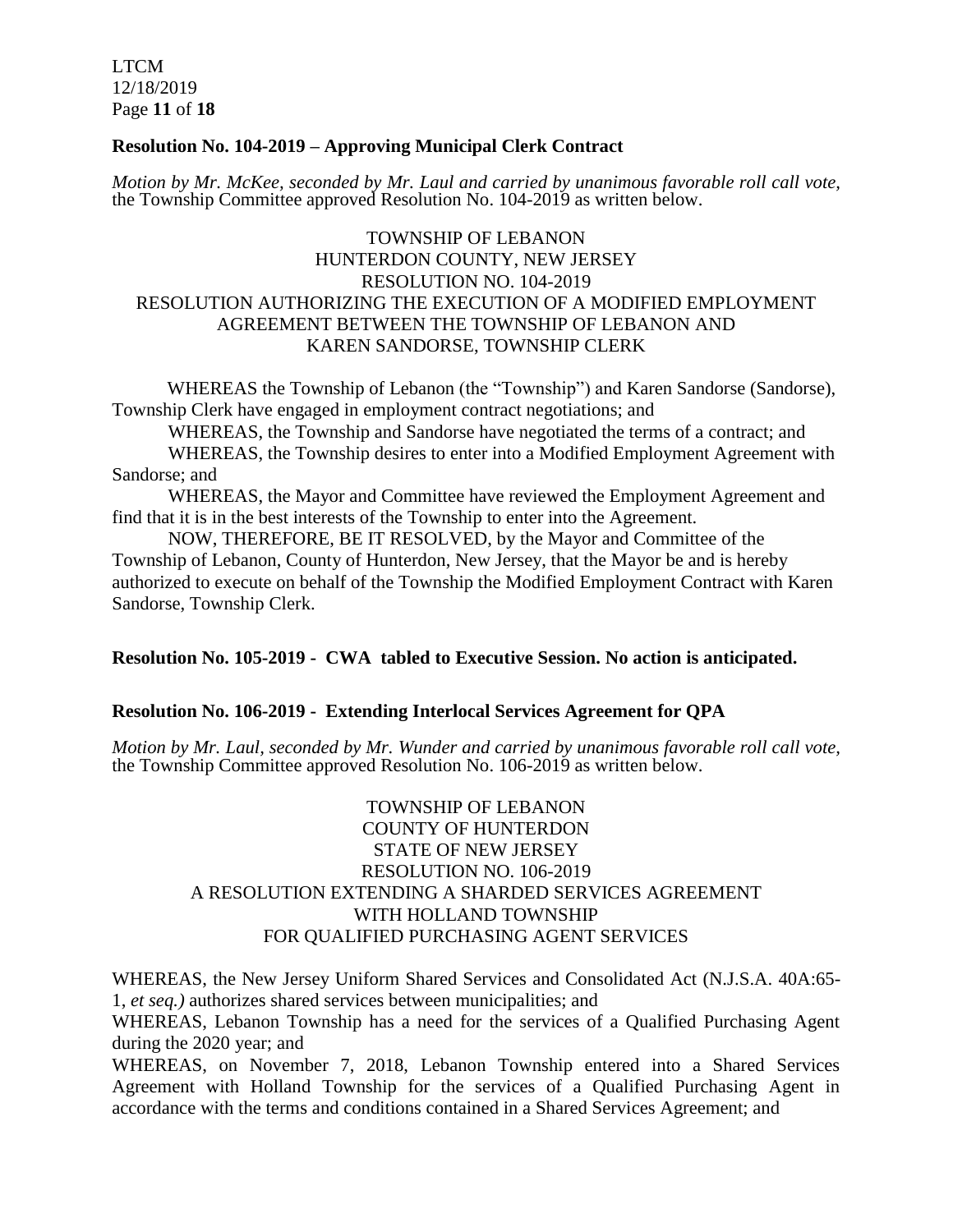**Resolution No. 104-2019 – Approving Municipal Clerk Contract**

*Motion by Mr. McKee, seconded by Mr. Laul and carried by unanimous favorable roll call vote,* the Township Committee approved Resolution No. 104-2019 as written below.

TOWNSHIP OF LEBANON
HUNTERDON COUNTY, NEW JERSEY
RESOLUTION NO. 104-2019
RESOLUTION AUTHORIZING THE EXECUTION OF A MODIFIED EMPLOYMENT AGREEMENT BETWEEN THE TOWNSHIP OF LEBANON AND KAREN SANDORSE, TOWNSHIP CLERK

WHEREAS the Township of Lebanon (the "Township") and Karen Sandorse (Sandorse), Township Clerk have engaged in employment contract negotiations; and

WHEREAS, the Township and Sandorse have negotiated the terms of a contract; and

WHEREAS, the Township desires to enter into a Modified Employment Agreement with Sandorse; and

WHEREAS, the Mayor and Committee have reviewed the Employment Agreement and find that it is in the best interests of the Township to enter into the Agreement.

NOW, THEREFORE, BE IT RESOLVED, by the Mayor and Committee of the Township of Lebanon, County of Hunterdon, New Jersey, that the Mayor be and is hereby authorized to execute on behalf of the Township the Modified Employment Contract with Karen Sandorse, Township Clerk.

**Resolution No. 105-2019 - CWA tabled to Executive Session. No action is anticipated.**

**Resolution No. 106-2019 - Extending Interlocal Services Agreement for QPA**

*Motion by Mr. Laul, seconded by Mr. Wunder and carried by unanimous favorable roll call vote,* the Township Committee approved Resolution No. 106-2019 as written below.

TOWNSHIP OF LEBANON
COUNTY OF HUNTERDON
STATE OF NEW JERSEY
RESOLUTION NO. 106-2019
A RESOLUTION EXTENDING A SHARDED SERVICES AGREEMENT WITH HOLLAND TOWNSHIP FOR QUALIFIED PURCHASING AGENT SERVICES

WHEREAS, the New Jersey Uniform Shared Services and Consolidated Act (N.J.S.A. 40A:65-1, *et seq.)* authorizes shared services between municipalities; and

WHEREAS, Lebanon Township has a need for the services of a Qualified Purchasing Agent during the 2020 year; and

WHEREAS, on November 7, 2018, Lebanon Township entered into a Shared Services Agreement with Holland Township for the services of a Qualified Purchasing Agent in accordance with the terms and conditions contained in a Shared Services Agreement; and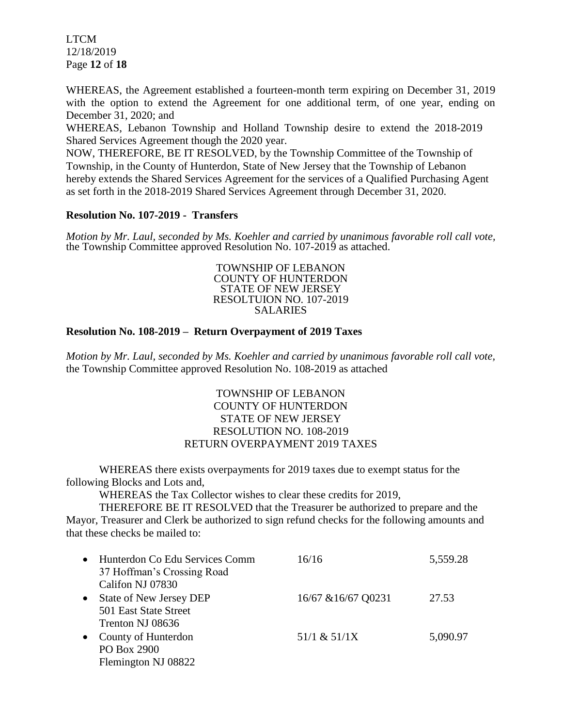WHEREAS, the Agreement established a fourteen-month term expiring on December 31, 2019 with the option to extend the Agreement for one additional term, of one year, ending on December 31, 2020; and

WHEREAS, Lebanon Township and Holland Township desire to extend the 2018-2019 Shared Services Agreement though the 2020 year.

NOW, THEREFORE, BE IT RESOLVED, by the Township Committee of the Township of Township, in the County of Hunterdon, State of New Jersey that the Township of Lebanon hereby extends the Shared Services Agreement for the services of a Qualified Purchasing Agent as set forth in the 2018-2019 Shared Services Agreement through December 31, 2020.

**Resolution No. 107-2019 - Transfers**

*Motion by Mr. Laul, seconded by Ms. Koehler and carried by unanimous favorable roll call vote,* the Township Committee approved Resolution No. 107-2019 as attached.

TOWNSHIP OF LEBANON
COUNTY OF HUNTERDON
STATE OF NEW JERSEY
RESOLTUION NO. 107-2019
SALARIES

**Resolution No. 108-2019 – Return Overpayment of 2019 Taxes**

*Motion by Mr. Laul, seconded by Ms. Koehler and carried by unanimous favorable roll call vote,* the Township Committee approved Resolution No. 108-2019 as attached

TOWNSHIP OF LEBANON
COUNTY OF HUNTERDON
STATE OF NEW JERSEY
RESOLUTION NO. 108-2019
RETURN OVERPAYMENT 2019 TAXES

WHEREAS there exists overpayments for 2019 taxes due to exempt status for the following Blocks and Lots and,

WHEREAS the Tax Collector wishes to clear these credits for 2019,

THEREFORE BE IT RESOLVED that the Treasurer be authorized to prepare and the Mayor, Treasurer and Clerk be authorized to sign refund checks for the following amounts and that these checks be mailed to:

| | | |
|---|---|---|
| • Hunterdon Co Edu Services Comm<br>37 Hoffman's Crossing Road<br>Califon NJ 07830 | 16/16 | 5,559.28 |
| • State of New Jersey DEP<br>501 East State Street<br>Trenton NJ 08636 | 16/67 &16/67 Q0231 | 27.53 |
| • County of Hunterdon<br>PO Box 2900<br>Flemington NJ 08822 | 51/1 & 51/1X | 5,090.97 |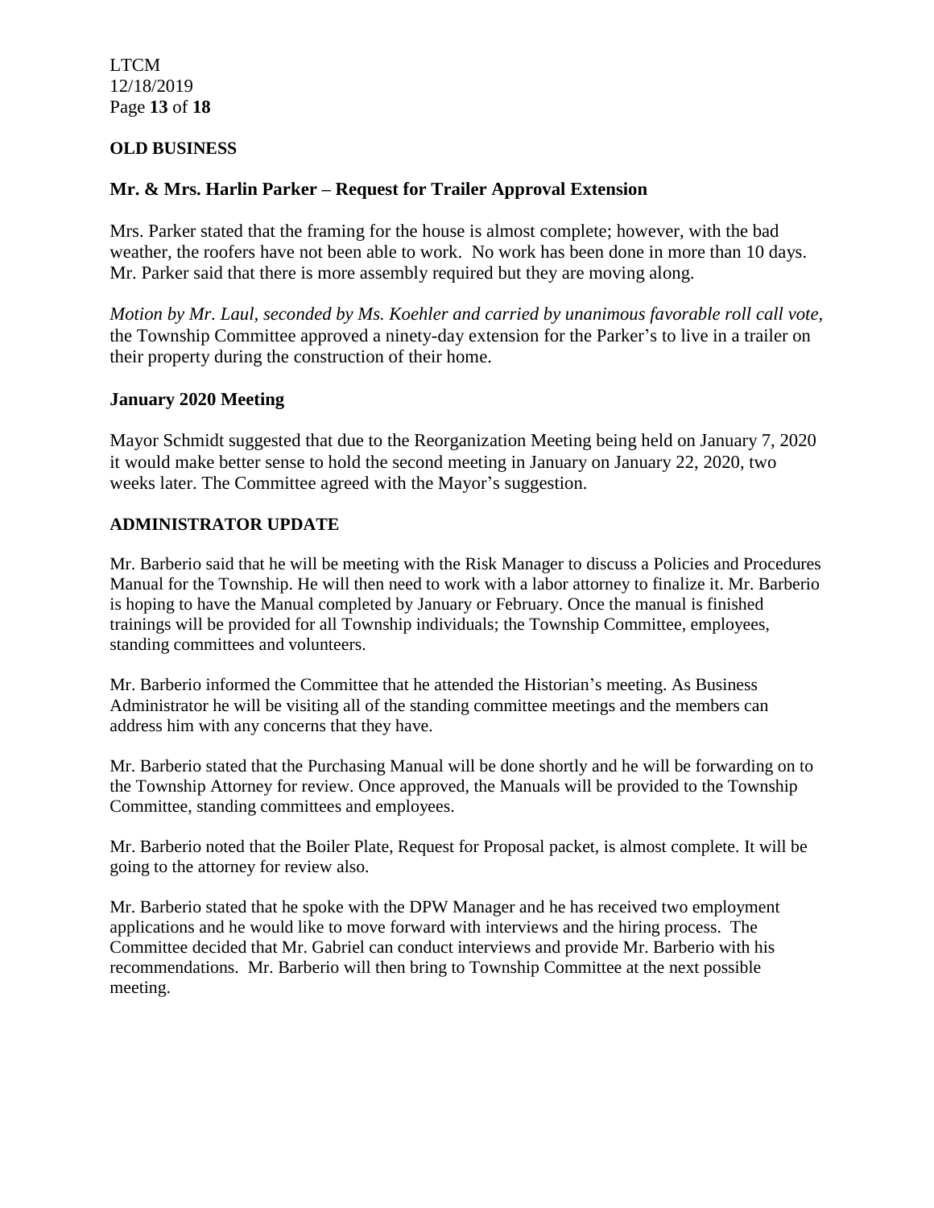## OLD BUSINESS

### Mr. & Mrs. Harlin Parker – Request for Trailer Approval Extension

Mrs. Parker stated that the framing for the house is almost complete; however, with the bad weather, the roofers have not been able to work. No work has been done in more than 10 days. Mr. Parker said that there is more assembly required but they are moving along.

*Motion by Mr. Laul, seconded by Ms. Koehler and carried by unanimous favorable roll call vote,* the Township Committee approved a ninety-day extension for the Parker's to live in a trailer on their property during the construction of their home.

### January 2020 Meeting

Mayor Schmidt suggested that due to the Reorganization Meeting being held on January 7, 2020 it would make better sense to hold the second meeting in January on January 22, 2020, two weeks later. The Committee agreed with the Mayor's suggestion.

## ADMINISTRATOR UPDATE

Mr. Barberio said that he will be meeting with the Risk Manager to discuss a Policies and Procedures Manual for the Township. He will then need to work with a labor attorney to finalize it. Mr. Barberio is hoping to have the Manual completed by January or February. Once the manual is finished trainings will be provided for all Township individuals; the Township Committee, employees, standing committees and volunteers.

Mr. Barberio informed the Committee that he attended the Historian's meeting. As Business Administrator he will be visiting all of the standing committee meetings and the members can address him with any concerns that they have.

Mr. Barberio stated that the Purchasing Manual will be done shortly and he will be forwarding on to the Township Attorney for review. Once approved, the Manuals will be provided to the Township Committee, standing committees and employees.

Mr. Barberio noted that the Boiler Plate, Request for Proposal packet, is almost complete. It will be going to the attorney for review also.

Mr. Barberio stated that he spoke with the DPW Manager and he has received two employment applications and he would like to move forward with interviews and the hiring process. The Committee decided that Mr. Gabriel can conduct interviews and provide Mr. Barberio with his recommendations. Mr. Barberio will then bring to Township Committee at the next possible meeting.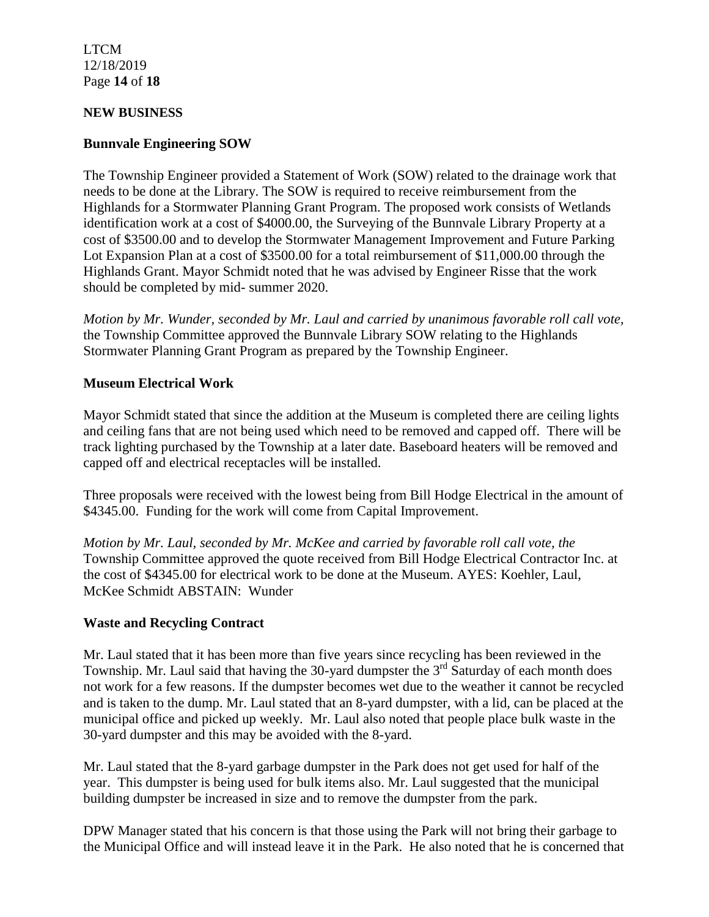**NEW BUSINESS**

**Bunnvale Engineering SOW**

The Township Engineer provided a Statement of Work (SOW) related to the drainage work that needs to be done at the Library. The SOW is required to receive reimbursement from the Highlands for a Stormwater Planning Grant Program. The proposed work consists of Wetlands identification work at a cost of \$4000.00, the Surveying of the Bunnvale Library Property at a cost of \$3500.00 and to develop the Stormwater Management Improvement and Future Parking Lot Expansion Plan at a cost of \$3500.00 for a total reimbursement of \$11,000.00 through the Highlands Grant. Mayor Schmidt noted that he was advised by Engineer Risse that the work should be completed by mid- summer 2020.

*Motion by Mr. Wunder, seconded by Mr. Laul and carried by unanimous favorable roll call vote,* the Township Committee approved the Bunnvale Library SOW relating to the Highlands Stormwater Planning Grant Program as prepared by the Township Engineer.

**Museum Electrical Work**

Mayor Schmidt stated that since the addition at the Museum is completed there are ceiling lights and ceiling fans that are not being used which need to be removed and capped off. There will be track lighting purchased by the Township at a later date. Baseboard heaters will be removed and capped off and electrical receptacles will be installed.

Three proposals were received with the lowest being from Bill Hodge Electrical in the amount of \$4345.00. Funding for the work will come from Capital Improvement.

*Motion by Mr. Laul, seconded by Mr. McKee and carried by favorable roll call vote, the* Township Committee approved the quote received from Bill Hodge Electrical Contractor Inc. at the cost of \$4345.00 for electrical work to be done at the Museum. AYES: Koehler, Laul, McKee Schmidt ABSTAIN: Wunder

**Waste and Recycling Contract**

Mr. Laul stated that it has been more than five years since recycling has been reviewed in the Township. Mr. Laul said that having the 30-yard dumpster the 3rd Saturday of each month does not work for a few reasons. If the dumpster becomes wet due to the weather it cannot be recycled and is taken to the dump. Mr. Laul stated that an 8-yard dumpster, with a lid, can be placed at the municipal office and picked up weekly. Mr. Laul also noted that people place bulk waste in the 30-yard dumpster and this may be avoided with the 8-yard.

Mr. Laul stated that the 8-yard garbage dumpster in the Park does not get used for half of the year. This dumpster is being used for bulk items also. Mr. Laul suggested that the municipal building dumpster be increased in size and to remove the dumpster from the park.

DPW Manager stated that his concern is that those using the Park will not bring their garbage to the Municipal Office and will instead leave it in the Park. He also noted that he is concerned that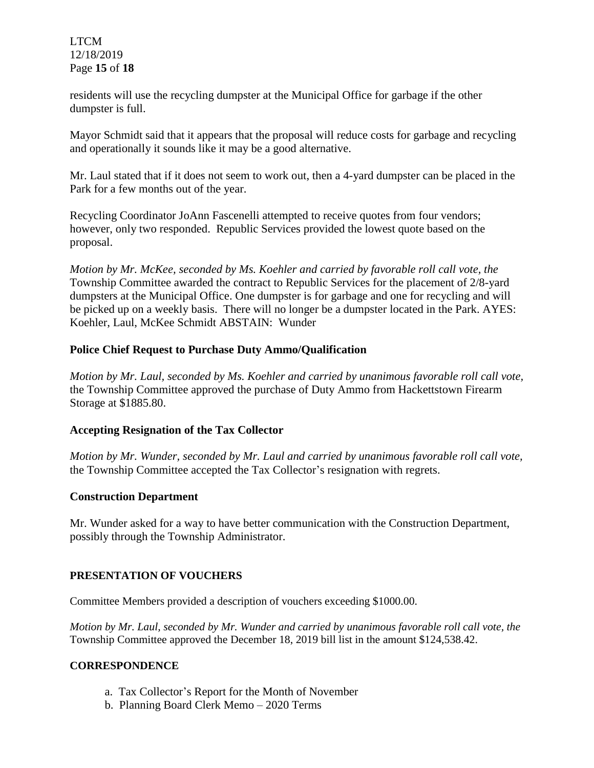residents will use the recycling dumpster at the Municipal Office for garbage if the other dumpster is full.

Mayor Schmidt said that it appears that the proposal will reduce costs for garbage and recycling and operationally it sounds like it may be a good alternative.

Mr. Laul stated that if it does not seem to work out, then a 4-yard dumpster can be placed in the Park for a few months out of the year.

Recycling Coordinator JoAnn Fascenelli attempted to receive quotes from four vendors; however, only two responded. Republic Services provided the lowest quote based on the proposal.

*Motion by Mr. McKee, seconded by Ms. Koehler and carried by favorable roll call vote, the* Township Committee awarded the contract to Republic Services for the placement of 2/8-yard dumpsters at the Municipal Office. One dumpster is for garbage and one for recycling and will be picked up on a weekly basis. There will no longer be a dumpster located in the Park. AYES: Koehler, Laul, McKee Schmidt ABSTAIN: Wunder

### Police Chief Request to Purchase Duty Ammo/Qualification

*Motion by Mr. Laul, seconded by Ms. Koehler and carried by unanimous favorable roll call vote,* the Township Committee approved the purchase of Duty Ammo from Hackettstown Firearm Storage at $1885.80.

### Accepting Resignation of the Tax Collector

*Motion by Mr. Wunder, seconded by Mr. Laul and carried by unanimous favorable roll call vote,* the Township Committee accepted the Tax Collector's resignation with regrets.

### Construction Department

Mr. Wunder asked for a way to have better communication with the Construction Department, possibly through the Township Administrator.

## PRESENTATION OF VOUCHERS

Committee Members provided a description of vouchers exceeding $1000.00.

*Motion by Mr. Laul, seconded by Mr. Wunder and carried by unanimous favorable roll call vote, the* Township Committee approved the December 18, 2019 bill list in the amount $124,538.42.

## CORRESPONDENCE

a. Tax Collector's Report for the Month of November
b. Planning Board Clerk Memo – 2020 Terms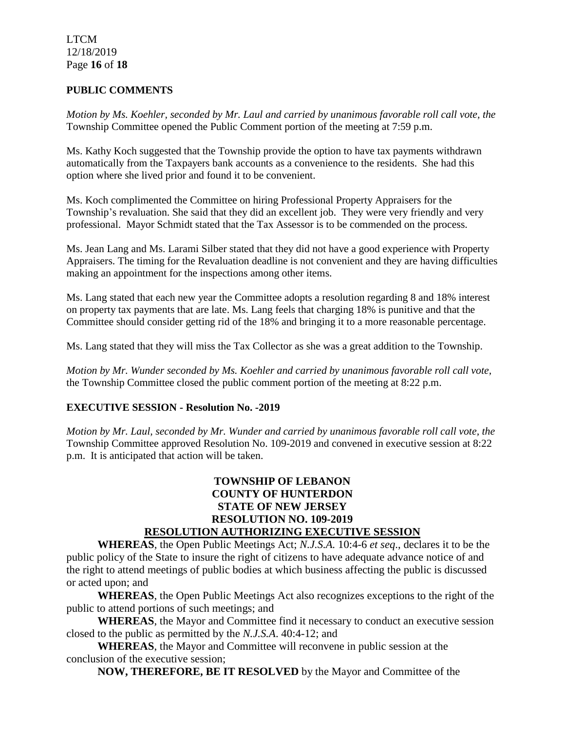**PUBLIC COMMENTS**

*Motion by Ms. Koehler, seconded by Mr. Laul and carried by unanimous favorable roll call vote, the* Township Committee opened the Public Comment portion of the meeting at 7:59 p.m.

Ms. Kathy Koch suggested that the Township provide the option to have tax payments withdrawn automatically from the Taxpayers bank accounts as a convenience to the residents. She had this option where she lived prior and found it to be convenient.

Ms. Koch complimented the Committee on hiring Professional Property Appraisers for the Township's revaluation. She said that they did an excellent job. They were very friendly and very professional. Mayor Schmidt stated that the Tax Assessor is to be commended on the process.

Ms. Jean Lang and Ms. Larami Silber stated that they did not have a good experience with Property Appraisers. The timing for the Revaluation deadline is not convenient and they are having difficulties making an appointment for the inspections among other items.

Ms. Lang stated that each new year the Committee adopts a resolution regarding 8 and 18% interest on property tax payments that are late. Ms. Lang feels that charging 18% is punitive and that the Committee should consider getting rid of the 18% and bringing it to a more reasonable percentage.

Ms. Lang stated that they will miss the Tax Collector as she was a great addition to the Township.

*Motion by Mr. Wunder seconded by Ms. Koehler and carried by unanimous favorable roll call vote,* the Township Committee closed the public comment portion of the meeting at 8:22 p.m.

**EXECUTIVE SESSION - Resolution No. -2019**

*Motion by Mr. Laul, seconded by Mr. Wunder and carried by unanimous favorable roll call vote, the* Township Committee approved Resolution No. 109-2019 and convened in executive session at 8:22 p.m. It is anticipated that action will be taken.

**TOWNSHIP OF LEBANON**
**COUNTY OF HUNTERDON**
**STATE OF NEW JERSEY**
**RESOLUTION NO. 109-2019**
**RESOLUTION AUTHORIZING EXECUTIVE SESSION**

**WHEREAS**, the Open Public Meetings Act; *N.J.S.A.* 10:4-6 *et seq*., declares it to be the public policy of the State to insure the right of citizens to have adequate advance notice of and the right to attend meetings of public bodies at which business affecting the public is discussed or acted upon; and

**WHEREAS**, the Open Public Meetings Act also recognizes exceptions to the right of the public to attend portions of such meetings; and

**WHEREAS**, the Mayor and Committee find it necessary to conduct an executive session closed to the public as permitted by the *N.J.S.A*. 40:4-12; and

**WHEREAS**, the Mayor and Committee will reconvene in public session at the conclusion of the executive session;

**NOW, THEREFORE, BE IT RESOLVED** by the Mayor and Committee of the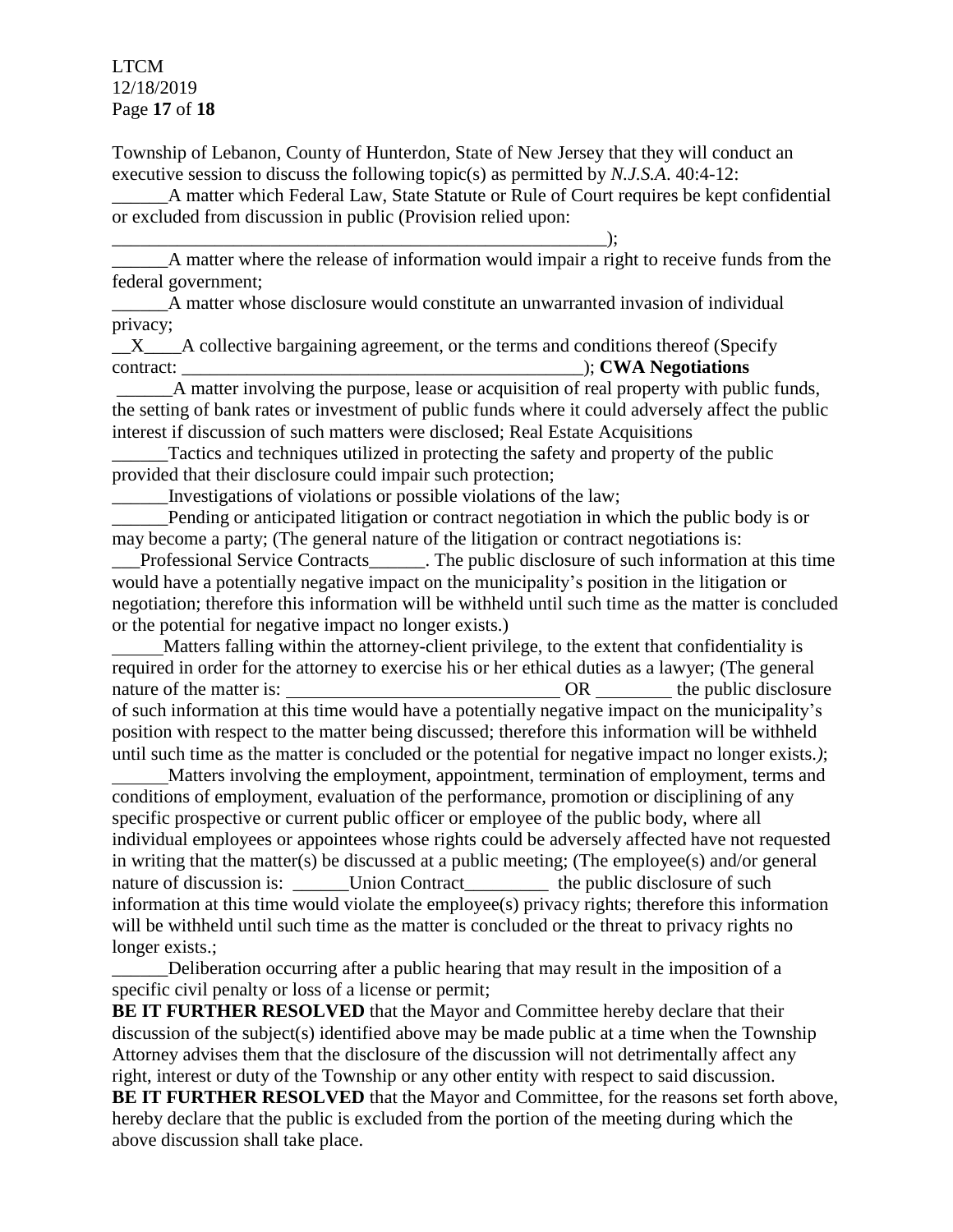Township of Lebanon, County of Hunterdon, State of New Jersey that they will conduct an executive session to discuss the following topic(s) as permitted by *N.J.S.A.* 40:4-12:

______A matter which Federal Law, State Statute or Rule of Court requires be kept confidential or excluded from discussion in public (Provision relied upon: ________________________________________________________);

______A matter where the release of information would impair a right to receive funds from the federal government;

______A matter whose disclosure would constitute an unwarranted invasion of individual privacy;

__X____A collective bargaining agreement, or the terms and conditions thereof (Specify contract: _____________________________________________); **CWA Negotiations**

______A matter involving the purpose, lease or acquisition of real property with public funds, the setting of bank rates or investment of public funds where it could adversely affect the public interest if discussion of such matters were disclosed; Real Estate Acquisitions

______Tactics and techniques utilized in protecting the safety and property of the public provided that their disclosure could impair such protection;

______Investigations of violations or possible violations of the law;

______Pending or anticipated litigation or contract negotiation in which the public body is or may become a party; (The general nature of the litigation or contract negotiations is: ___Professional Service Contracts______. The public disclosure of such information at this time would have a potentially negative impact on the municipality's position in the litigation or negotiation; therefore this information will be withheld until such time as the matter is concluded or the potential for negative impact no longer exists.)

______Matters falling within the attorney-client privilege, to the extent that confidentiality is required in order for the attorney to exercise his or her ethical duties as a lawyer; (The general nature of the matter is: _____________________________ OR ________ the public disclosure of such information at this time would have a potentially negative impact on the municipality's position with respect to the matter being discussed; therefore this information will be withheld until such time as the matter is concluded or the potential for negative impact no longer exists.*)*;

______Matters involving the employment, appointment, termination of employment, terms and conditions of employment, evaluation of the performance, promotion or disciplining of any specific prospective or current public officer or employee of the public body, where all individual employees or appointees whose rights could be adversely affected have not requested in writing that the matter(s) be discussed at a public meeting; (The employee(s) and/or general nature of discussion is: ______Union Contract_________ the public disclosure of such information at this time would violate the employee(s) privacy rights; therefore this information will be withheld until such time as the matter is concluded or the threat to privacy rights no longer exists.;

______Deliberation occurring after a public hearing that may result in the imposition of a specific civil penalty or loss of a license or permit;

**BE IT FURTHER RESOLVED** that the Mayor and Committee hereby declare that their discussion of the subject(s) identified above may be made public at a time when the Township Attorney advises them that the disclosure of the discussion will not detrimentally affect any right, interest or duty of the Township or any other entity with respect to said discussion.

**BE IT FURTHER RESOLVED** that the Mayor and Committee, for the reasons set forth above, hereby declare that the public is excluded from the portion of the meeting during which the above discussion shall take place.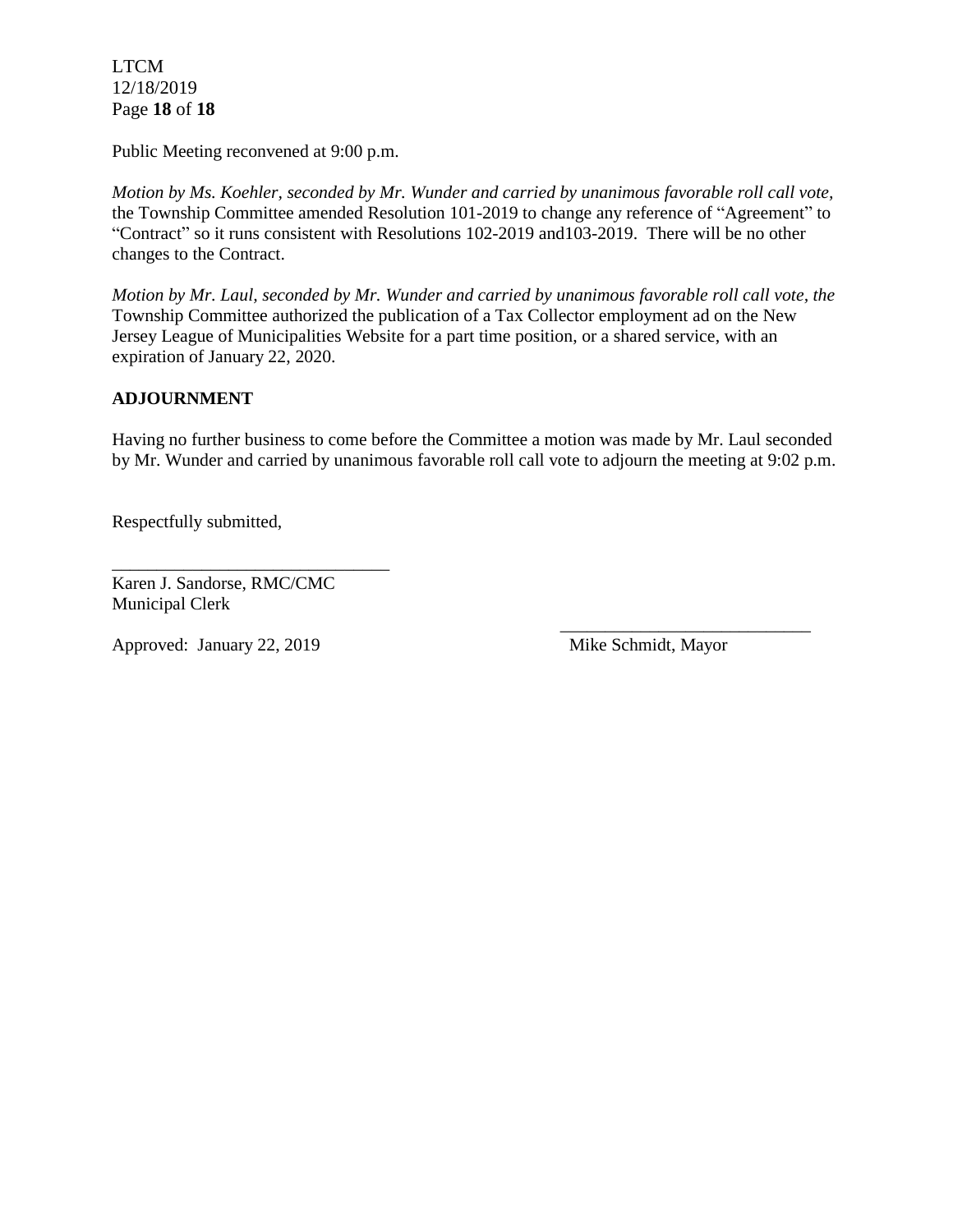Public Meeting reconvened at 9:00 p.m.

*Motion by Ms. Koehler, seconded by Mr. Wunder and carried by unanimous favorable roll call vote,* the Township Committee amended Resolution 101-2019 to change any reference of "Agreement" to "Contract" so it runs consistent with Resolutions 102-2019 and103-2019. There will be no other changes to the Contract.

*Motion by Mr. Laul, seconded by Mr. Wunder and carried by unanimous favorable roll call vote, the* Township Committee authorized the publication of a Tax Collector employment ad on the New Jersey League of Municipalities Website for a part time position, or a shared service, with an expiration of January 22, 2020.

**ADJOURNMENT**

Having no further business to come before the Committee a motion was made by Mr. Laul seconded by Mr. Wunder and carried by unanimous favorable roll call vote to adjourn the meeting at 9:02 p.m.

Respectfully submitted,

_______________________________
Karen J. Sandorse, RMC/CMC
Municipal Clerk

_____________________________
Mike Schmidt, Mayor

Approved: January 22, 2019